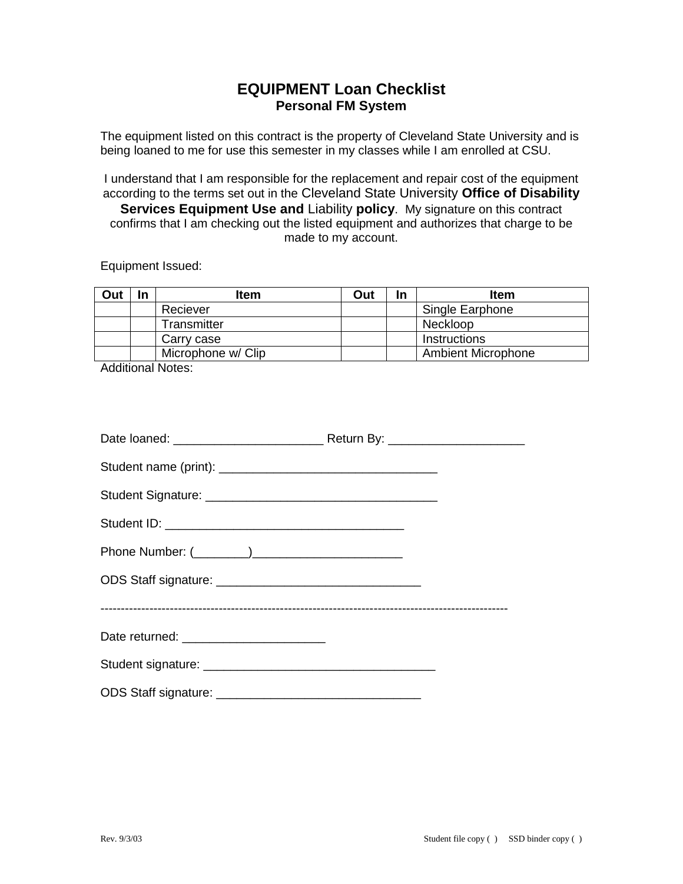# EQUIPMENT Loan Checklist

## Personal FM System

The equipment listed on this contract is the property of Cleveland State University and is being loaned to me for use this semester in my classes while I am enrolled at CSU.

I understand that I am responsible for the replacement and repair cost of the equipment according to the terms set out in the Cleveland State University **Office of Disability Services Equipment Use and** Liability **policy**. My signature on this contract confirms that I am checking out the listed equipment and authorizes that charge to be made to my account.

Equipment Issued:

| Out | In | Item | Out | In | Item |
|---|---|---|---|---|---|
| | | Reciever | | | Single Earphone |
| | | Transmitter | | | Neckloop |
| | | Carry case | | | Instructions |
| | | Microphone w/ Clip | | | Ambient Microphone |

Additional Notes:

Date loaned: ______________________ Return By: ____________________

Student name (print): ________________________________

Student Signature: __________________________________

Student ID: ___________________________________

Phone Number: (________)______________________

ODS Staff signature: ______________________________

---

Date returned: _____________________

Student signature: ___________________________________

ODS Staff signature: ______________________________

Rev. 9/3/03

Student file copy ( ) SSD binder copy ( )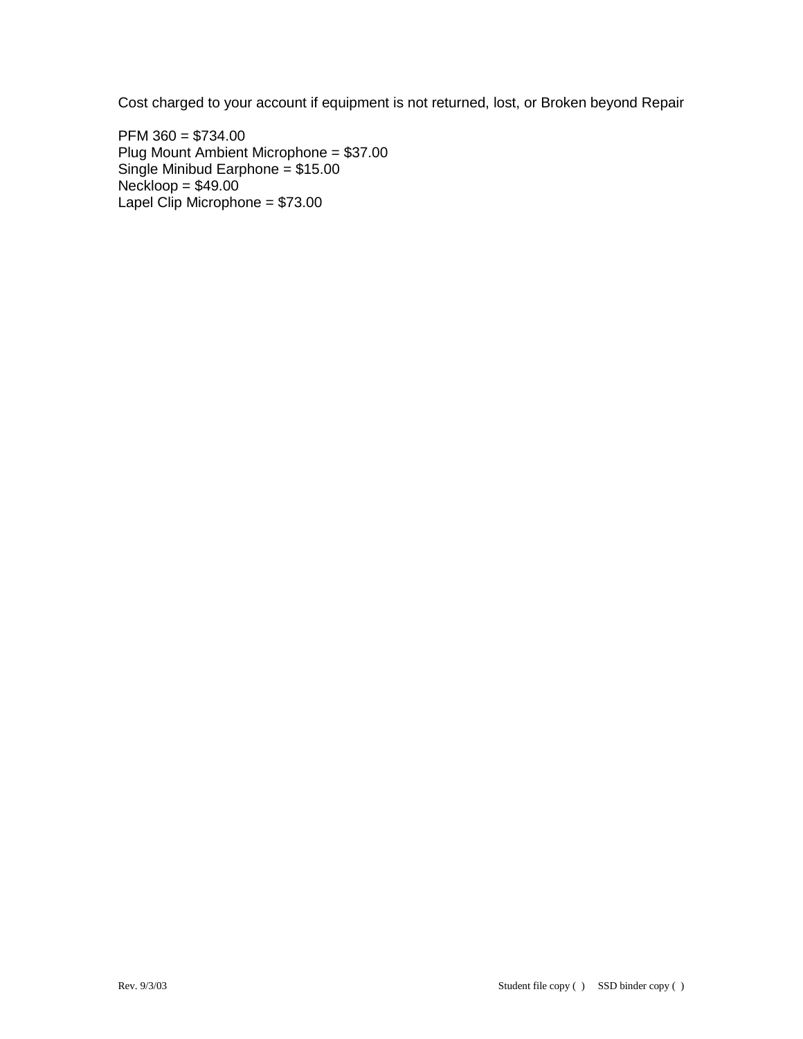Cost charged to your account if equipment is not returned, lost, or Broken beyond Repair

PFM 360 = $734.00
Plug Mount Ambient Microphone = $37.00
Single Minibud Earphone = $15.00
Neckloop = $49.00
Lapel Clip Microphone = $73.00

Rev. 9/3/03 Student file copy ( ) SSD binder copy ( )